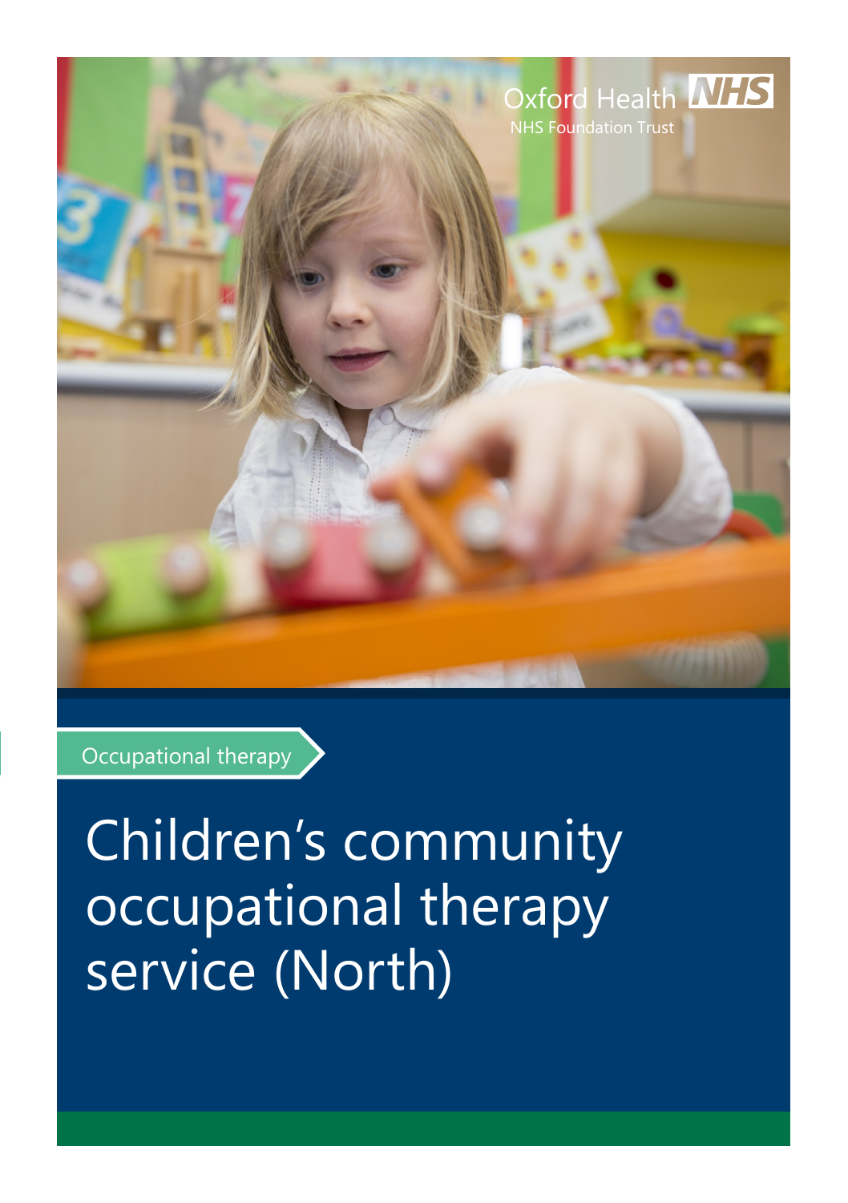Oxford Health NHS

NHS Foundation Trust

Occupational therapy

# Children's community occupational therapy service (North)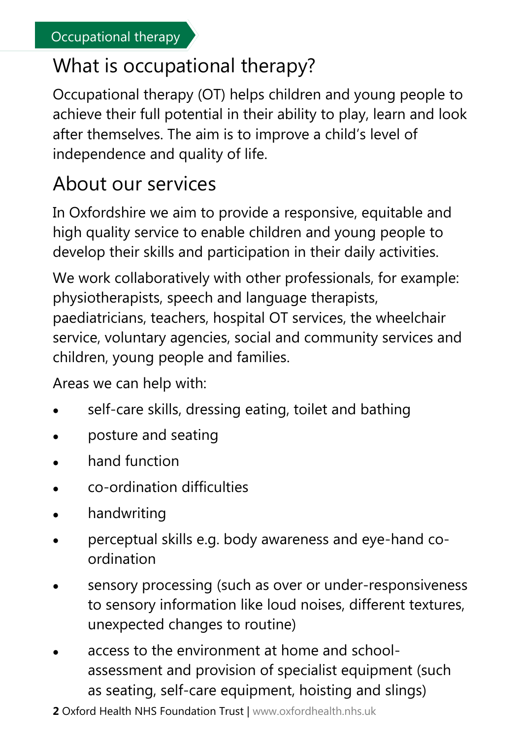Occupational therapy

## What is occupational therapy?

Occupational therapy (OT) helps children and young people to achieve their full potential in their ability to play, learn and look after themselves. The aim is to improve a child's level of independence and quality of life.

## About our services

In Oxfordshire we aim to provide a responsive, equitable and high quality service to enable children and young people to develop their skills and participation in their daily activities.

We work collaboratively with other professionals, for example: physiotherapists, speech and language therapists, paediatricians, teachers, hospital OT services, the wheelchair service, voluntary agencies, social and community services and children, young people and families.

Areas we can help with:

- self-care skills, dressing eating, toilet and bathing
- posture and seating
- hand function
- co-ordination difficulties
- handwriting
- perceptual skills e.g. body awareness and eye-hand co-ordination
- sensory processing (such as over or under-responsiveness to sensory information like loud noises, different textures, unexpected changes to routine)
- access to the environment at home and school- assessment and provision of specialist equipment (such as seating, self-care equipment, hoisting and slings)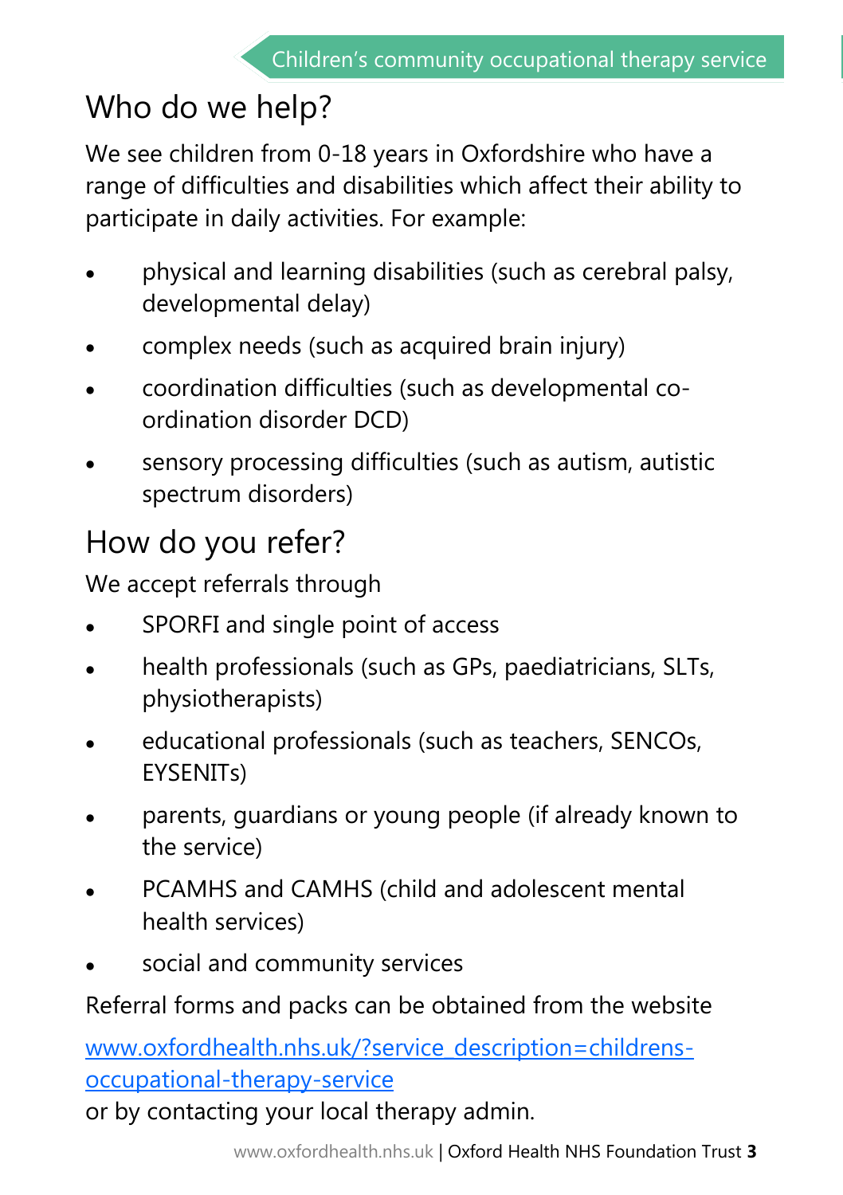## Who do we help?

We see children from 0-18 years in Oxfordshire who have a range of difficulties and disabilities which affect their ability to participate in daily activities. For example:

- physical and learning disabilities (such as cerebral palsy, developmental delay)
- complex needs (such as acquired brain injury)
- coordination difficulties (such as developmental co-ordination disorder DCD)
- sensory processing difficulties (such as autism, autistic spectrum disorders)

## How do you refer?

We accept referrals through

- SPORFI and single point of access
- health professionals (such as GPs, paediatricians, SLTs, physiotherapists)
- educational professionals (such as teachers, SENCOs, EYSENITs)
- parents, guardians or young people (if already known to the service)
- PCAMHS and CAMHS (child and adolescent mental health services)
- social and community services

Referral forms and packs can be obtained from the website

[www.oxfordhealth.nhs.uk/?service_description=childrens-occupational-therapy-service](www.oxfordhealth.nhs.uk/?service_description=childrens-occupational-therapy-service)

or by contacting your local therapy admin.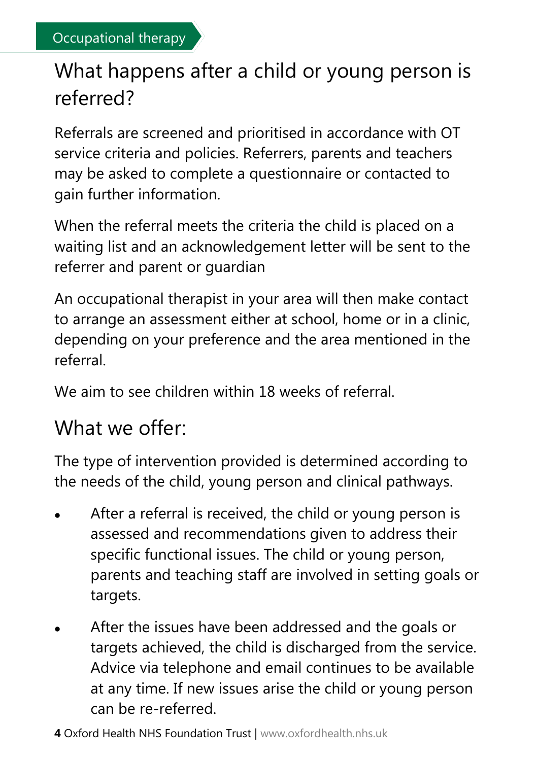## What happens after a child or young person is referred?

Referrals are screened and prioritised in accordance with OT service criteria and policies. Referrers, parents and teachers may be asked to complete a questionnaire or contacted to gain further information.

When the referral meets the criteria the child is placed on a waiting list and an acknowledgement letter will be sent to the referrer and parent or guardian

An occupational therapist in your area will then make contact to arrange an assessment either at school, home or in a clinic, depending on your preference and the area mentioned in the referral.

We aim to see children within 18 weeks of referral.

## What we offer:

The type of intervention provided is determined according to the needs of the child, young person and clinical pathways.

- After a referral is received, the child or young person is assessed and recommendations given to address their specific functional issues. The child or young person, parents and teaching staff are involved in setting goals or targets.
- After the issues have been addressed and the goals or targets achieved, the child is discharged from the service. Advice via telephone and email continues to be available at any time. If new issues arise the child or young person can be re-referred.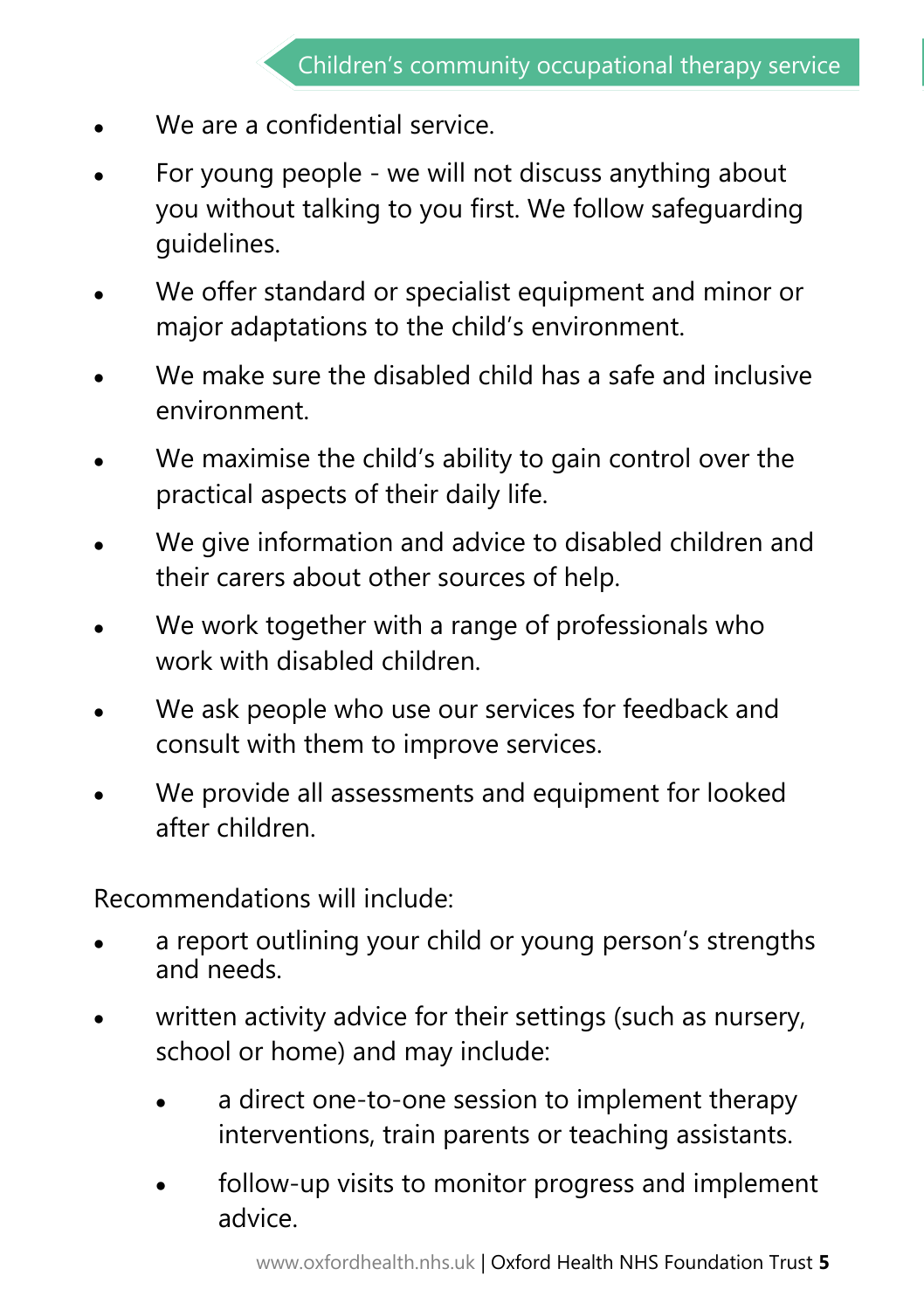- We are a confidential service.
- For young people - we will not discuss anything about you without talking to you first. We follow safeguarding guidelines.
- We offer standard or specialist equipment and minor or major adaptations to the child's environment.
- We make sure the disabled child has a safe and inclusive environment.
- We maximise the child's ability to gain control over the practical aspects of their daily life.
- We give information and advice to disabled children and their carers about other sources of help.
- We work together with a range of professionals who work with disabled children.
- We ask people who use our services for feedback and consult with them to improve services.
- We provide all assessments and equipment for looked after children.

Recommendations will include:

- a report outlining your child or young person's strengths and needs.
- written activity advice for their settings (such as nursery, school or home) and may include:
    - a direct one-to-one session to implement therapy interventions, train parents or teaching assistants.
    - follow-up visits to monitor progress and implement advice.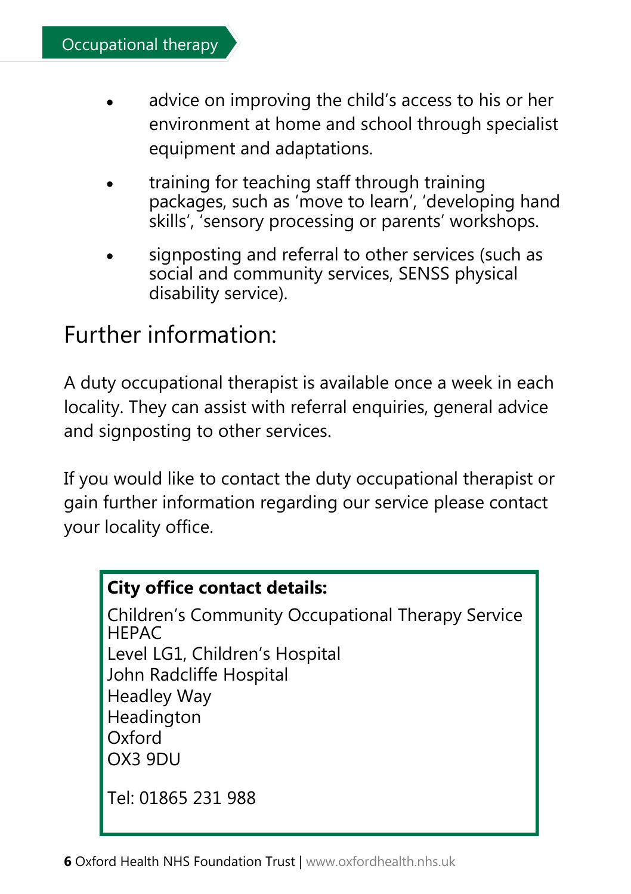- advice on improving the child's access to his or her environment at home and school through specialist equipment and adaptations.
- training for teaching staff through training packages, such as 'move to learn', 'developing hand skills', 'sensory processing or parents' workshops.
- signposting and referral to other services (such as social and community services, SENSS physical disability service).

## Further information:

A duty occupational therapist is available once a week in each locality. They can assist with referral enquiries, general advice and signposting to other services.

If you would like to contact the duty occupational therapist or gain further information regarding our service please contact your locality office.

**City office contact details:**

Children's Community Occupational Therapy Service
HEPAC
Level LG1, Children's Hospital
John Radcliffe Hospital
Headley Way
Headington
Oxford
OX3 9DU

Tel: 01865 231 988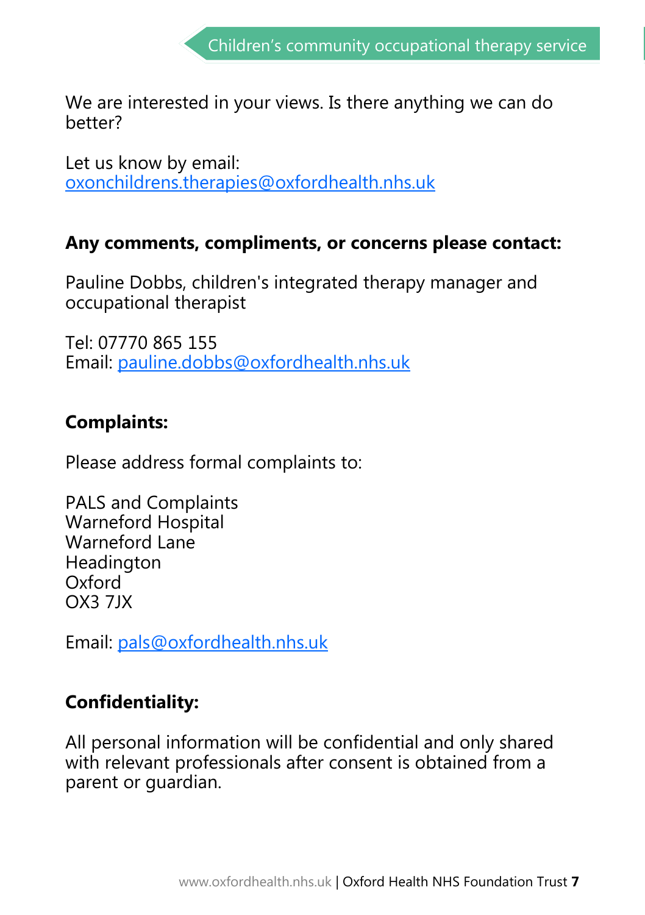We are interested in your views. Is there anything we can do better?

Let us know by email:
oxonchildrens.therapies@oxfordhealth.nhs.uk

**Any comments, compliments, or concerns please contact:**

Pauline Dobbs, children's integrated therapy manager and occupational therapist

Tel: 07770 865 155
Email: pauline.dobbs@oxfordhealth.nhs.uk

**Complaints:**

Please address formal complaints to:

PALS and Complaints
Warneford Hospital
Warneford Lane
Headington
Oxford
OX3 7JX

Email: pals@oxfordhealth.nhs.uk

**Confidentiality:**

All personal information will be confidential and only shared with relevant professionals after consent is obtained from a parent or guardian.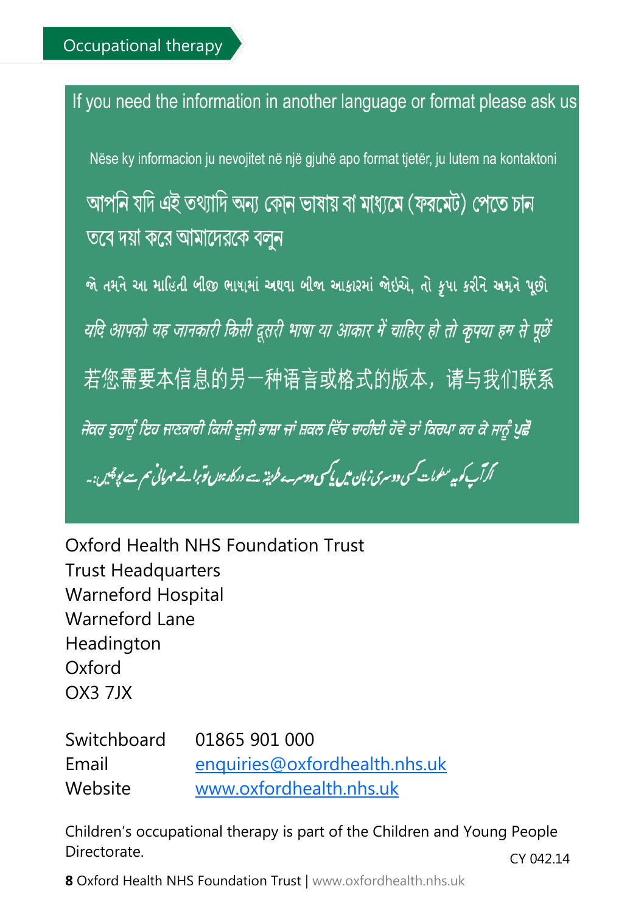Occupational therapy

If you need the information in another language or format please ask us

Nëse ky informacion ju nevojitet në një gjuhë apo format tjetër, ju lutem na kontaktoni

আপনি যদি এই তথ্যাদি অন্য কোন ভাষায় বা মাধ্যমে (ফরমেট) পেতে চান তবে দয়া করে আমাদেরকে বলুন

જો તમને આ માહિતી બીજી ભાષામાં અથવા બીજા આકારમાં જોઇએ, તો કૃપા કરીને અમને પૂછો

यदि आपको यह जानकारी किसी दूसरी भाषा या आकार में चाहिए हो तो कृपया हम से पूछें

若您需要本信息的另一种语言或格式的版本，请与我们联系

ਜੇਕਰ ਤੁਹਾਨੂੰ ਇਹ ਜਾਣਕਾਰੀ ਕਿਸੇ ਦੂਜੀ ਭਾਸ਼ਾ ਜਾਂ ਸ਼ਕਲ ਵਿੱਚ ਚਾਹੀਦੀ ਹੋਵੇ ਤਾਂ ਕਿਰਪਾ ਕਰ ਕੇ ਸਾਨੂੰ ਪੁੱਛੋ

اگر آپ کو یہ معلومات کسی دوسری زبان میں یا کسی دوسرے طریقے سے درکار ہوں تو براہ مہربانی ہم سے پوچھیں۔

Oxford Health NHS Foundation Trust
Trust Headquarters
Warneford Hospital
Warneford Lane
Headington
Oxford
OX3 7JX

| | |
|---|---|
| Switchboard | 01865 901 000 |
| Email | enquiries@oxfordhealth.nhs.uk |
| Website | www.oxfordhealth.nhs.uk |

Children's occupational therapy is part of the Children and Young People Directorate.

CY 042.14